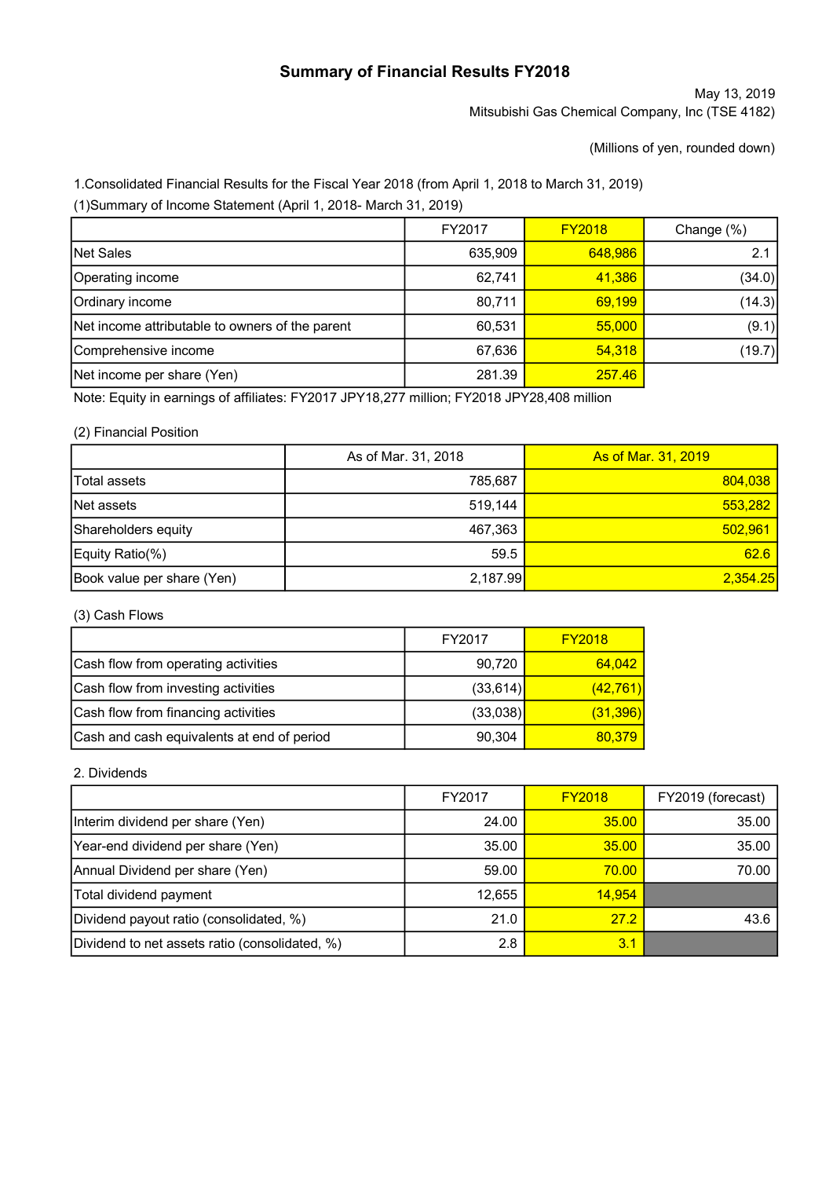# Summary of Financial Results FY2018

May 13, 2019

Mitsubishi Gas Chemical Company, Inc (TSE 4182)

(Millions of yen, rounded down)

1.Consolidated Financial Results for the Fiscal Year 2018 (from April 1, 2018 to March 31, 2019)

(1)Summary of Income Statement (April 1, 2018- March 31, 2019)

| | FY2017 | FY2018 | Change (%) |
|---|---|---|---|
| Net Sales | 635,909 | 648,986 | 2.1 |
| Operating income | 62,741 | 41,386 | (34.0) |
| Ordinary income | 80,711 | 69,199 | (14.3) |
| Net income attributable to owners of the parent | 60,531 | 55,000 | (9.1) |
| Comprehensive income | 67,636 | 54,318 | (19.7) |
| Net income per share (Yen) | 281.39 | 257.46 | |

Note: Equity in earnings of affiliates: FY2017 JPY18,277 million; FY2018 JPY28,408 million

(2) Financial Position

| | As of Mar. 31, 2018 | As of Mar. 31, 2019 |
|---|---|---|
| Total assets | 785,687 | 804,038 |
| Net assets | 519,144 | 553,282 |
| Shareholders equity | 467,363 | 502,961 |
| Equity Ratio(%) | 59.5 | 62.6 |
| Book value per share (Yen) | 2,187.99 | 2,354.25 |

(3) Cash Flows

| | FY2017 | FY2018 |
|---|---|---|
| Cash flow from operating activities | 90,720 | 64,042 |
| Cash flow from investing activities | (33,614) | (42,761) |
| Cash flow from financing activities | (33,038) | (31,396) |
| Cash and cash equivalents at end of period | 90,304 | 80,379 |

2. Dividends

| | FY2017 | FY2018 | FY2019 (forecast) |
|---|---|---|---|
| Interim dividend per share (Yen) | 24.00 | 35.00 | 35.00 |
| Year-end dividend per share (Yen) | 35.00 | 35.00 | 35.00 |
| Annual Dividend per share (Yen) | 59.00 | 70.00 | 70.00 |
| Total dividend payment | 12,655 | 14,954 | |
| Dividend payout ratio (consolidated, %) | 21.0 | 27.2 | 43.6 |
| Dividend to net assets ratio (consolidated, %) | 2.8 | 3.1 | |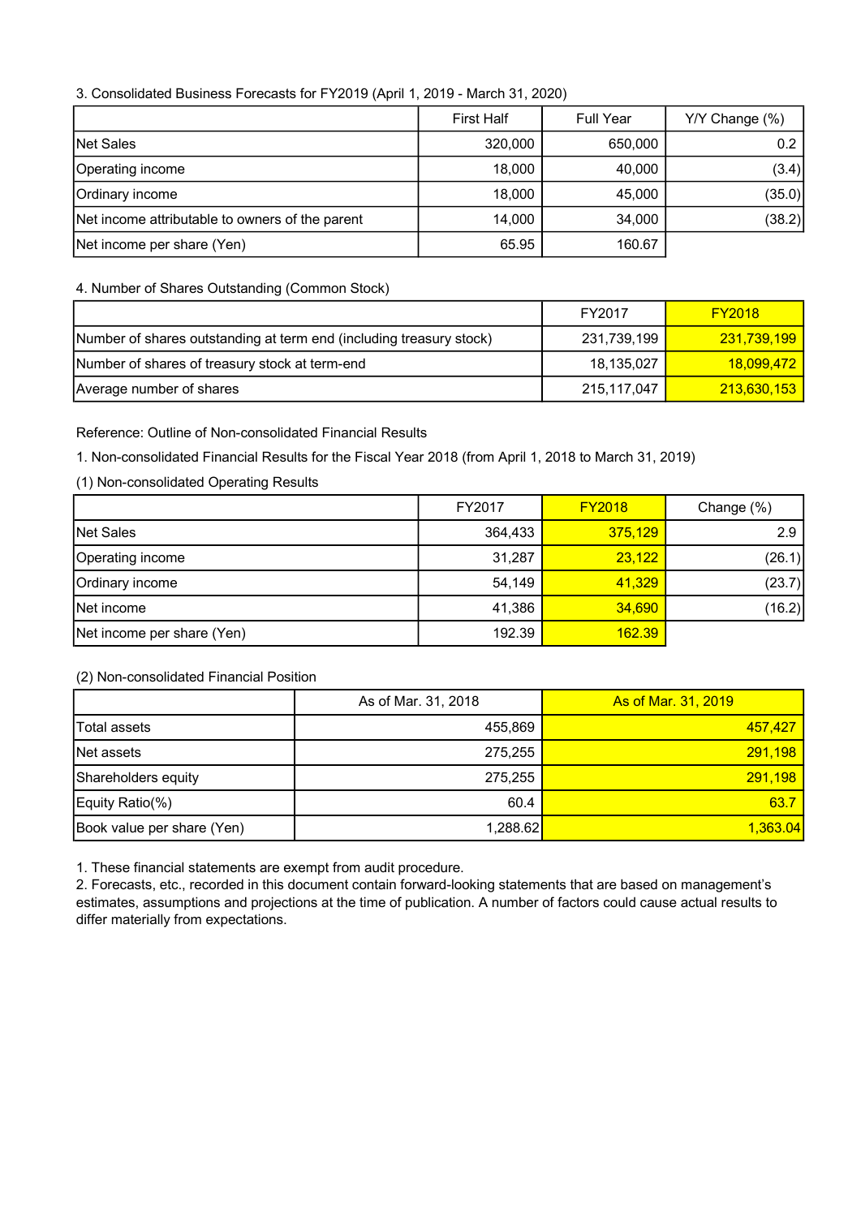3. Consolidated Business Forecasts for FY2019 (April 1, 2019 - March 31, 2020)

| | First Half | Full Year | Y/Y Change (%) |
|---|---|---|---|
| Net Sales | 320,000 | 650,000 | 0.2 |
| Operating income | 18,000 | 40,000 | (3.4) |
| Ordinary income | 18,000 | 45,000 | (35.0) |
| Net income attributable to owners of the parent | 14,000 | 34,000 | (38.2) |
| Net income per share (Yen) | 65.95 | 160.67 | |

4. Number of Shares Outstanding (Common Stock)

| | FY2017 | FY2018 |
|---|---|---|
| Number of shares outstanding at term end (including treasury stock) | 231,739,199 | 231,739,199 |
| Number of shares of treasury stock at term-end | 18,135,027 | 18,099,472 |
| Average number of shares | 215,117,047 | 213,630,153 |

Reference: Outline of Non-consolidated Financial Results

1. Non-consolidated Financial Results for the Fiscal Year 2018 (from April 1, 2018 to March 31, 2019)

(1) Non-consolidated Operating Results

| | FY2017 | FY2018 | Change (%) |
|---|---|---|---|
| Net Sales | 364,433 | 375,129 | 2.9 |
| Operating income | 31,287 | 23,122 | (26.1) |
| Ordinary income | 54,149 | 41,329 | (23.7) |
| Net income | 41,386 | 34,690 | (16.2) |
| Net income per share (Yen) | 192.39 | 162.39 | |

(2) Non-consolidated Financial Position

| | As of Mar. 31, 2018 | As of Mar. 31, 2019 |
|---|---|---|
| Total assets | 455,869 | 457,427 |
| Net assets | 275,255 | 291,198 |
| Shareholders equity | 275,255 | 291,198 |
| Equity Ratio(%) | 60.4 | 63.7 |
| Book value per share (Yen) | 1,288.62 | 1,363.04 |

1. These financial statements are exempt from audit procedure.
2. Forecasts, etc., recorded in this document contain forward-looking statements that are based on management's estimates, assumptions and projections at the time of publication. A number of factors could cause actual results to differ materially from expectations.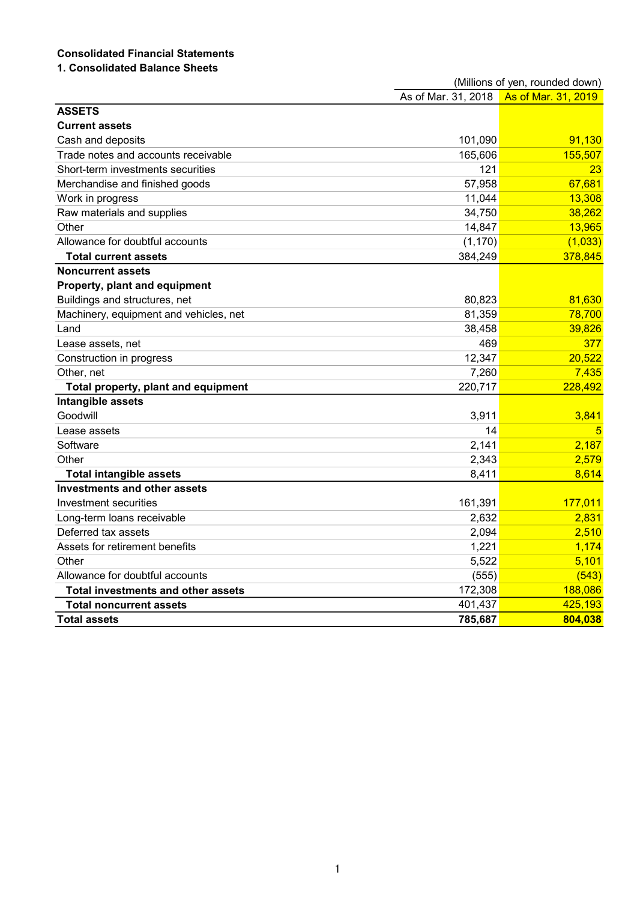## Consolidated Financial Statements

### 1. Consolidated Balance Sheets

(Millions of yen, rounded down)

| | As of Mar. 31, 2018 | As of Mar. 31, 2019 |
|---|---|---|
| **ASSETS** | | |
| **Current assets** | | |
| Cash and deposits | 101,090 | 91,130 |
| Trade notes and accounts receivable | 165,606 | 155,507 |
| Short-term investments securities | 121 | 23 |
| Merchandise and finished goods | 57,958 | 67,681 |
| Work in progress | 11,044 | 13,308 |
| Raw materials and supplies | 34,750 | 38,262 |
| Other | 14,847 | 13,965 |
| Allowance for doubtful accounts | (1,170) | (1,033) |
| **Total current assets** | 384,249 | 378,845 |
| **Noncurrent assets** | | |
| **Property, plant and equipment** | | |
| Buildings and structures, net | 80,823 | 81,630 |
| Machinery, equipment and vehicles, net | 81,359 | 78,700 |
| Land | 38,458 | 39,826 |
| Lease assets, net | 469 | 377 |
| Construction in progress | 12,347 | 20,522 |
| Other, net | 7,260 | 7,435 |
| **Total property, plant and equipment** | 220,717 | 228,492 |
| **Intangible assets** | | |
| Goodwill | 3,911 | 3,841 |
| Lease assets | 14 | 5 |
| Software | 2,141 | 2,187 |
| Other | 2,343 | 2,579 |
| **Total intangible assets** | 8,411 | 8,614 |
| **Investments and other assets** | | |
| Investment securities | 161,391 | 177,011 |
| Long-term loans receivable | 2,632 | 2,831 |
| Deferred tax assets | 2,094 | 2,510 |
| Assets for retirement benefits | 1,221 | 1,174 |
| Other | 5,522 | 5,101 |
| Allowance for doubtful accounts | (555) | (543) |
| **Total investments and other assets** | 172,308 | 188,086 |
| **Total noncurrent assets** | 401,437 | 425,193 |
| **Total assets** | **785,687** | **804,038** |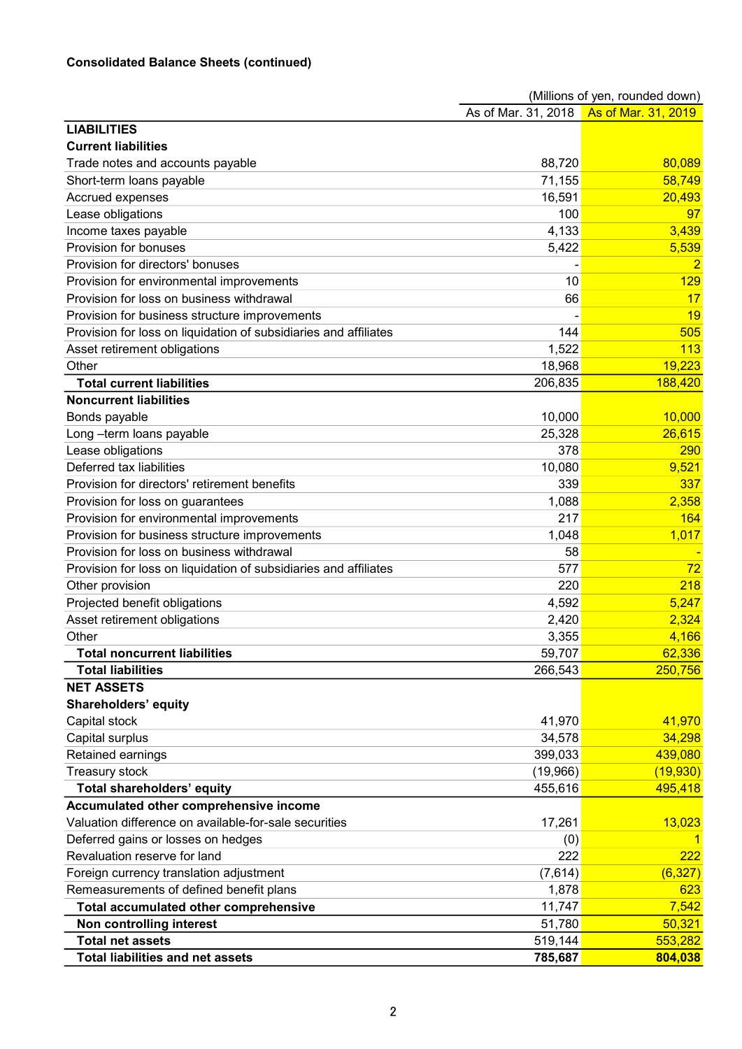**Consolidated Balance Sheets (continued)**

(Millions of yen, rounded down)

| | As of Mar. 31, 2018 | As of Mar. 31, 2019 |
|---|---|---|
| **LIABILITIES** | | |
| **Current liabilities** | | |
| Trade notes and accounts payable | 88,720 | 80,089 |
| Short-term loans payable | 71,155 | 58,749 |
| Accrued expenses | 16,591 | 20,493 |
| Lease obligations | 100 | 97 |
| Income taxes payable | 4,133 | 3,439 |
| Provision for bonuses | 5,422 | 5,539 |
| Provision for directors' bonuses | - | 2 |
| Provision for environmental improvements | 10 | 129 |
| Provision for loss on business withdrawal | 66 | 17 |
| Provision for business structure improvements | - | 19 |
| Provision for loss on liquidation of subsidiaries and affiliates | 144 | 505 |
| Asset retirement obligations | 1,522 | 113 |
| Other | 18,968 | 19,223 |
| **Total current liabilities** | 206,835 | 188,420 |
| **Noncurrent liabilities** | | |
| Bonds payable | 10,000 | 10,000 |
| Long –term loans payable | 25,328 | 26,615 |
| Lease obligations | 378 | 290 |
| Deferred tax liabilities | 10,080 | 9,521 |
| Provision for directors' retirement benefits | 339 | 337 |
| Provision for loss on guarantees | 1,088 | 2,358 |
| Provision for environmental improvements | 217 | 164 |
| Provision for business structure improvements | 1,048 | 1,017 |
| Provision for loss on business withdrawal | 58 | - |
| Provision for loss on liquidation of subsidiaries and affiliates | 577 | 72 |
| Other provision | 220 | 218 |
| Projected benefit obligations | 4,592 | 5,247 |
| Asset retirement obligations | 2,420 | 2,324 |
| Other | 3,355 | 4,166 |
| **Total noncurrent liabilities** | 59,707 | 62,336 |
| **Total liabilities** | 266,543 | 250,756 |
| **NET ASSETS** | | |
| **Shareholders' equity** | | |
| Capital stock | 41,970 | 41,970 |
| Capital surplus | 34,578 | 34,298 |
| Retained earnings | 399,033 | 439,080 |
| Treasury stock | (19,966) | (19,930) |
| **Total shareholders' equity** | 455,616 | 495,418 |
| **Accumulated other comprehensive income** | | |
| Valuation difference on available-for-sale securities | 17,261 | 13,023 |
| Deferred gains or losses on hedges | (0) | 1 |
| Revaluation reserve for land | 222 | 222 |
| Foreign currency translation adjustment | (7,614) | (6,327) |
| Remeasurements of defined benefit plans | 1,878 | 623 |
| **Total accumulated other comprehensive** | 11,747 | 7,542 |
| **Non controlling interest** | 51,780 | 50,321 |
| **Total net assets** | 519,144 | 553,282 |
| **Total liabilities and net assets** | **785,687** | **804,038** |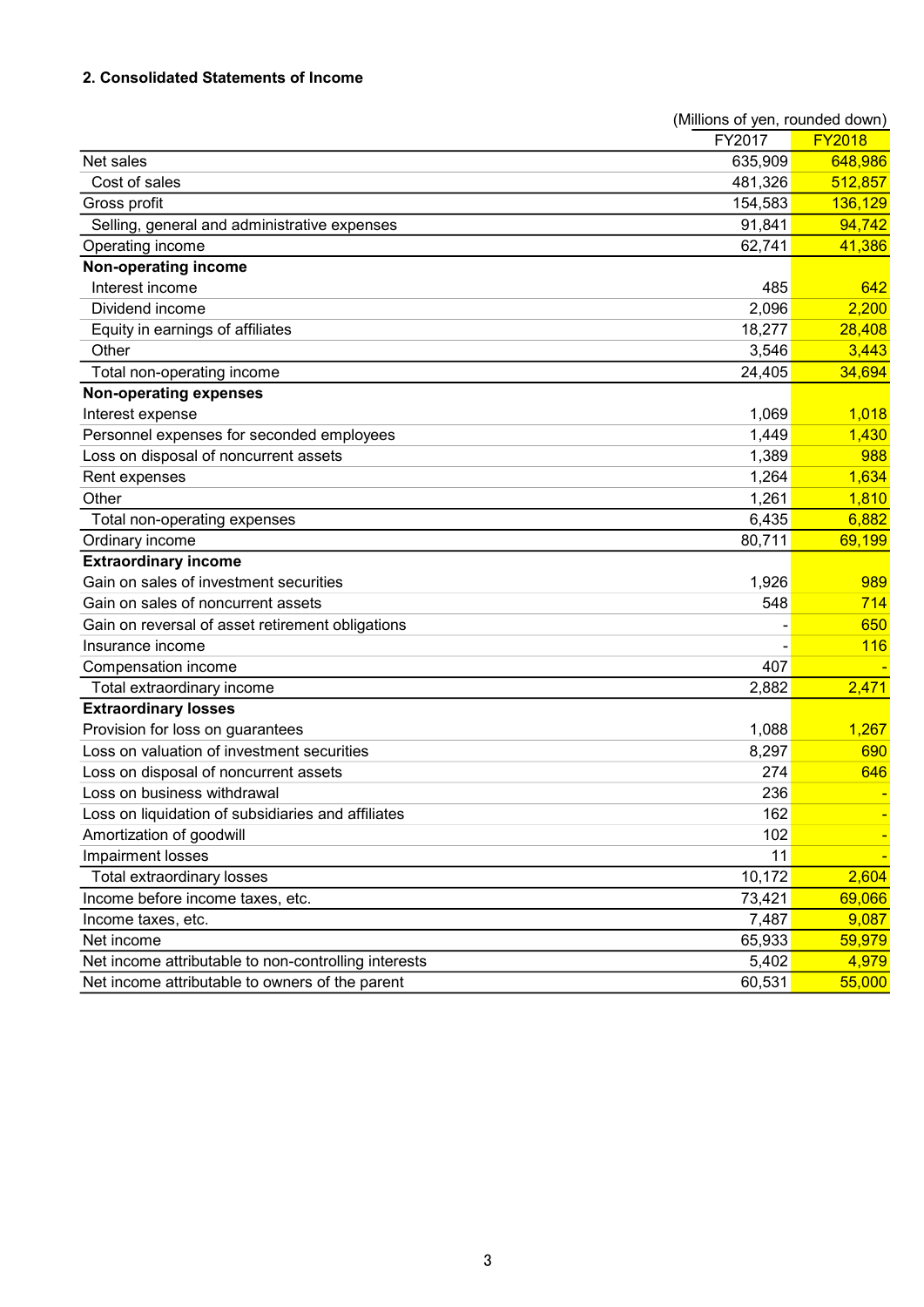### 2. Consolidated Statements of Income

(Millions of yen, rounded down)

| | FY2017 | FY2018 |
|---|---|---|
| Net sales | 635,909 | 648,986 |
| Cost of sales | 481,326 | 512,857 |
| Gross profit | 154,583 | 136,129 |
| Selling, general and administrative expenses | 91,841 | 94,742 |
| Operating income | 62,741 | 41,386 |
| **Non-operating income** | | |
| Interest income | 485 | 642 |
| Dividend income | 2,096 | 2,200 |
| Equity in earnings of affiliates | 18,277 | 28,408 |
| Other | 3,546 | 3,443 |
| Total non-operating income | 24,405 | 34,694 |
| **Non-operating expenses** | | |
| Interest expense | 1,069 | 1,018 |
| Personnel expenses for seconded employees | 1,449 | 1,430 |
| Loss on disposal of noncurrent assets | 1,389 | 988 |
| Rent expenses | 1,264 | 1,634 |
| Other | 1,261 | 1,810 |
| Total non-operating expenses | 6,435 | 6,882 |
| Ordinary income | 80,711 | 69,199 |
| **Extraordinary income** | | |
| Gain on sales of investment securities | 1,926 | 989 |
| Gain on sales of noncurrent assets | 548 | 714 |
| Gain on reversal of asset retirement obligations | - | 650 |
| Insurance income | - | 116 |
| Compensation income | 407 | - |
| Total extraordinary income | 2,882 | 2,471 |
| **Extraordinary losses** | | |
| Provision for loss on guarantees | 1,088 | 1,267 |
| Loss on valuation of investment securities | 8,297 | 690 |
| Loss on disposal of noncurrent assets | 274 | 646 |
| Loss on business withdrawal | 236 | - |
| Loss on liquidation of subsidiaries and affiliates | 162 | - |
| Amortization of goodwill | 102 | - |
| Impairment losses | 11 | - |
| Total extraordinary losses | 10,172 | 2,604 |
| Income before income taxes, etc. | 73,421 | 69,066 |
| Income taxes, etc. | 7,487 | 9,087 |
| Net income | 65,933 | 59,979 |
| Net income attributable to non-controlling interests | 5,402 | 4,979 |
| Net income attributable to owners of the parent | 60,531 | 55,000 |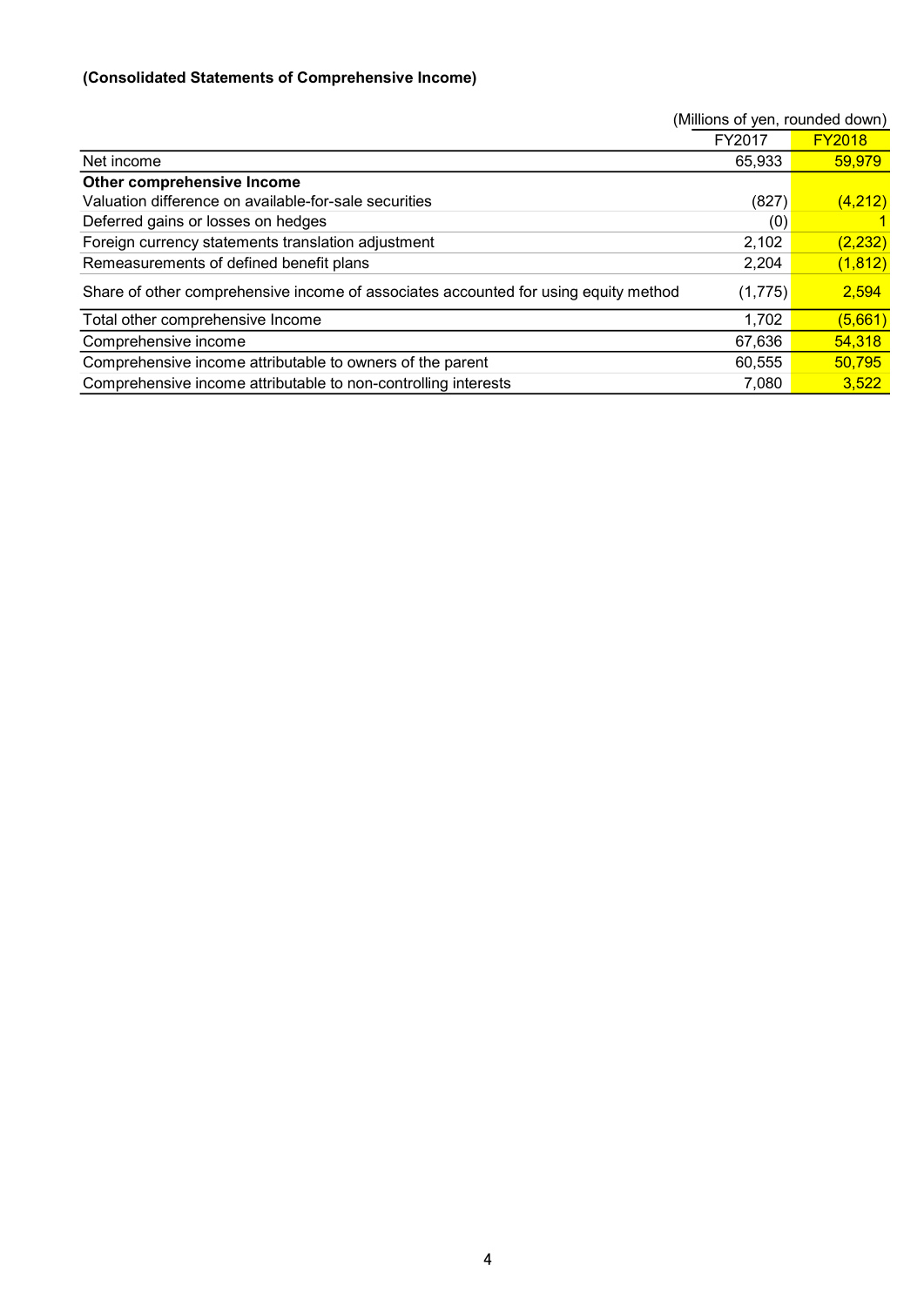**(Consolidated Statements of Comprehensive Income)**

(Millions of yen, rounded down)

| | FY2017 | FY2018 |
|---|---|---|
| Net income | 65,933 | 59,979 |
| **Other comprehensive Income** | | |
| Valuation difference on available-for-sale securities | (827) | (4,212) |
| Deferred gains or losses on hedges | (0) | 1 |
| Foreign currency statements translation adjustment | 2,102 | (2,232) |
| Remeasurements of defined benefit plans | 2,204 | (1,812) |
| Share of other comprehensive income of associates accounted for using equity method | (1,775) | 2,594 |
| Total other comprehensive Income | 1,702 | (5,661) |
| Comprehensive income | 67,636 | 54,318 |
| Comprehensive income attributable to owners of the parent | 60,555 | 50,795 |
| Comprehensive income attributable to non-controlling interests | 7,080 | 3,522 |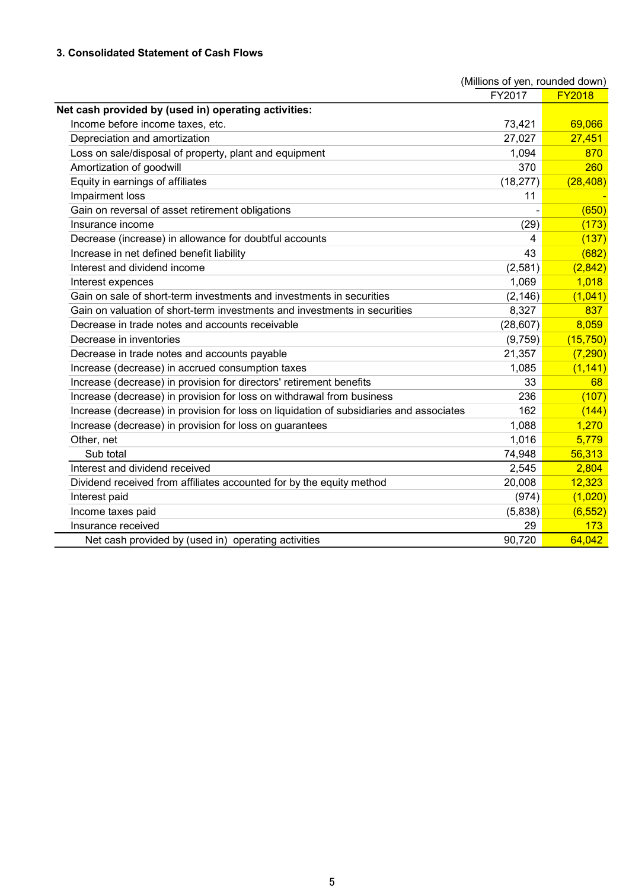### 3. Consolidated Statement of Cash Flows

(Millions of yen, rounded down)

| | FY2017 | FY2018 |
|---|---|---|
| **Net cash provided by (used in) operating activities:** | | |
| Income before income taxes, etc. | 73,421 | 69,066 |
| Depreciation and amortization | 27,027 | 27,451 |
| Loss on sale/disposal of property, plant and equipment | 1,094 | 870 |
| Amortization of goodwill | 370 | 260 |
| Equity in earnings of affiliates | (18,277) | (28,408) |
| Impairment loss | 11 | - |
| Gain on reversal of asset retirement obligations | - | (650) |
| Insurance income | (29) | (173) |
| Decrease (increase) in allowance for doubtful accounts | 4 | (137) |
| Increase in net defined benefit liability | 43 | (682) |
| Interest and dividend income | (2,581) | (2,842) |
| Interest expences | 1,069 | 1,018 |
| Gain on sale of short-term investments and investments in securities | (2,146) | (1,041) |
| Gain on valuation of short-term investments and investments in securities | 8,327 | 837 |
| Decrease in trade notes and accounts receivable | (28,607) | 8,059 |
| Decrease in inventories | (9,759) | (15,750) |
| Decrease in trade notes and accounts payable | 21,357 | (7,290) |
| Increase (decrease) in accrued consumption taxes | 1,085 | (1,141) |
| Increase (decrease) in provision for directors' retirement benefits | 33 | 68 |
| Increase (decrease) in provision for loss on withdrawal from business | 236 | (107) |
| Increase (decrease) in provision for loss on liquidation of subsidiaries and associates | 162 | (144) |
| Increase (decrease) in provision for loss on guarantees | 1,088 | 1,270 |
| Other, net | 1,016 | 5,779 |
| Sub total | 74,948 | 56,313 |
| Interest and dividend received | 2,545 | 2,804 |
| Dividend received from affiliates accounted for by the equity method | 20,008 | 12,323 |
| Interest paid | (974) | (1,020) |
| Income taxes paid | (5,838) | (6,552) |
| Insurance received | 29 | 173 |
| Net cash provided by (used in) operating activities | 90,720 | 64,042 |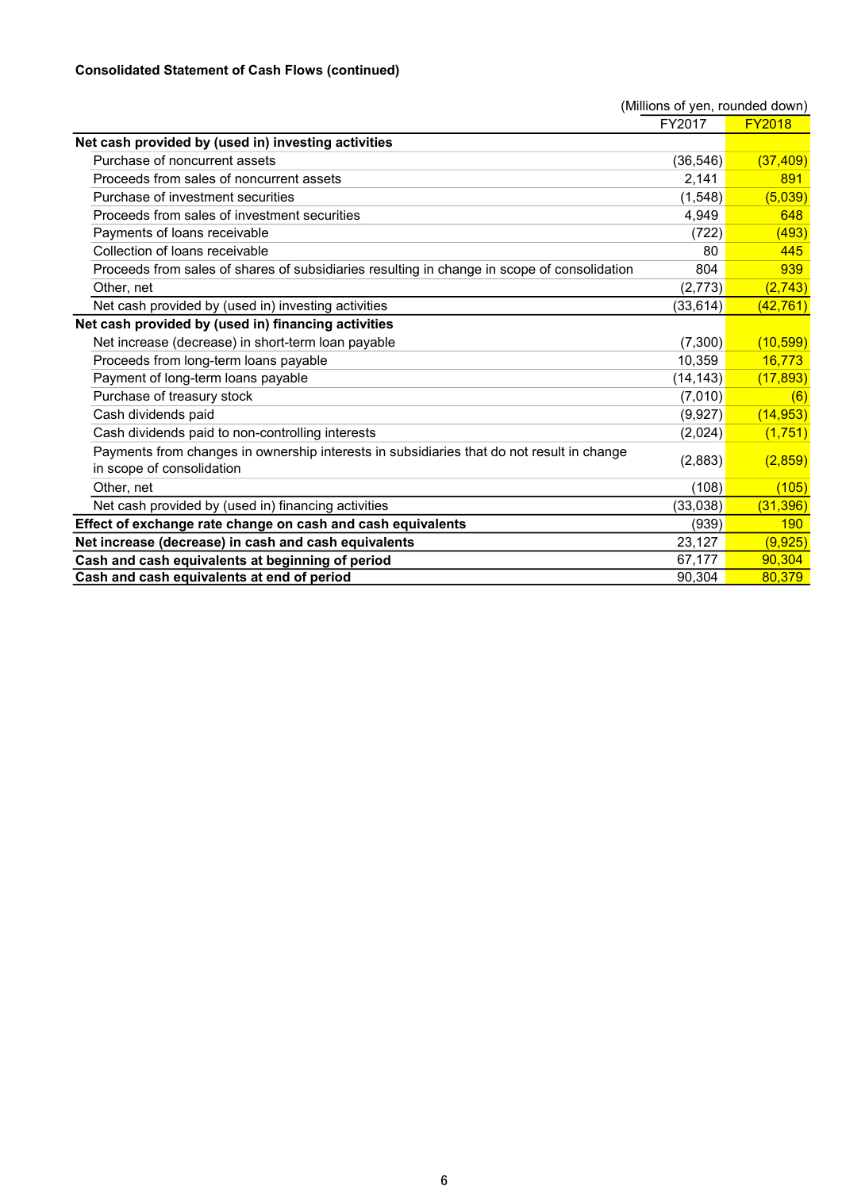**Consolidated Statement of Cash Flows (continued)**

(Millions of yen, rounded down)

| | FY2017 | FY2018 |
|---|---|---|
| **Net cash provided by (used in) investing activities** | | |
| Purchase of noncurrent assets | (36,546) | (37,409) |
| Proceeds from sales of noncurrent assets | 2,141 | 891 |
| Purchase of investment securities | (1,548) | (5,039) |
| Proceeds from sales of investment securities | 4,949 | 648 |
| Payments of loans receivable | (722) | (493) |
| Collection of loans receivable | 80 | 445 |
| Proceeds from sales of shares of subsidiaries resulting in change in scope of consolidation | 804 | 939 |
| Other, net | (2,773) | (2,743) |
| Net cash provided by (used in) investing activities | (33,614) | (42,761) |
| **Net cash provided by (used in) financing activities** | | |
| Net increase (decrease) in short-term loan payable | (7,300) | (10,599) |
| Proceeds from long-term loans payable | 10,359 | 16,773 |
| Payment of long-term loans payable | (14,143) | (17,893) |
| Purchase of treasury stock | (7,010) | (6) |
| Cash dividends paid | (9,927) | (14,953) |
| Cash dividends paid to non-controlling interests | (2,024) | (1,751) |
| Payments from changes in ownership interests in subsidiaries that do not result in change in scope of consolidation | (2,883) | (2,859) |
| Other, net | (108) | (105) |
| Net cash provided by (used in) financing activities | (33,038) | (31,396) |
| **Effect of exchange rate change on cash and cash equivalents** | (939) | 190 |
| **Net increase (decrease) in cash and cash equivalents** | 23,127 | (9,925) |
| **Cash and cash equivalents at beginning of period** | 67,177 | 90,304 |
| **Cash and cash equivalents at end of period** | 90,304 | 80,379 |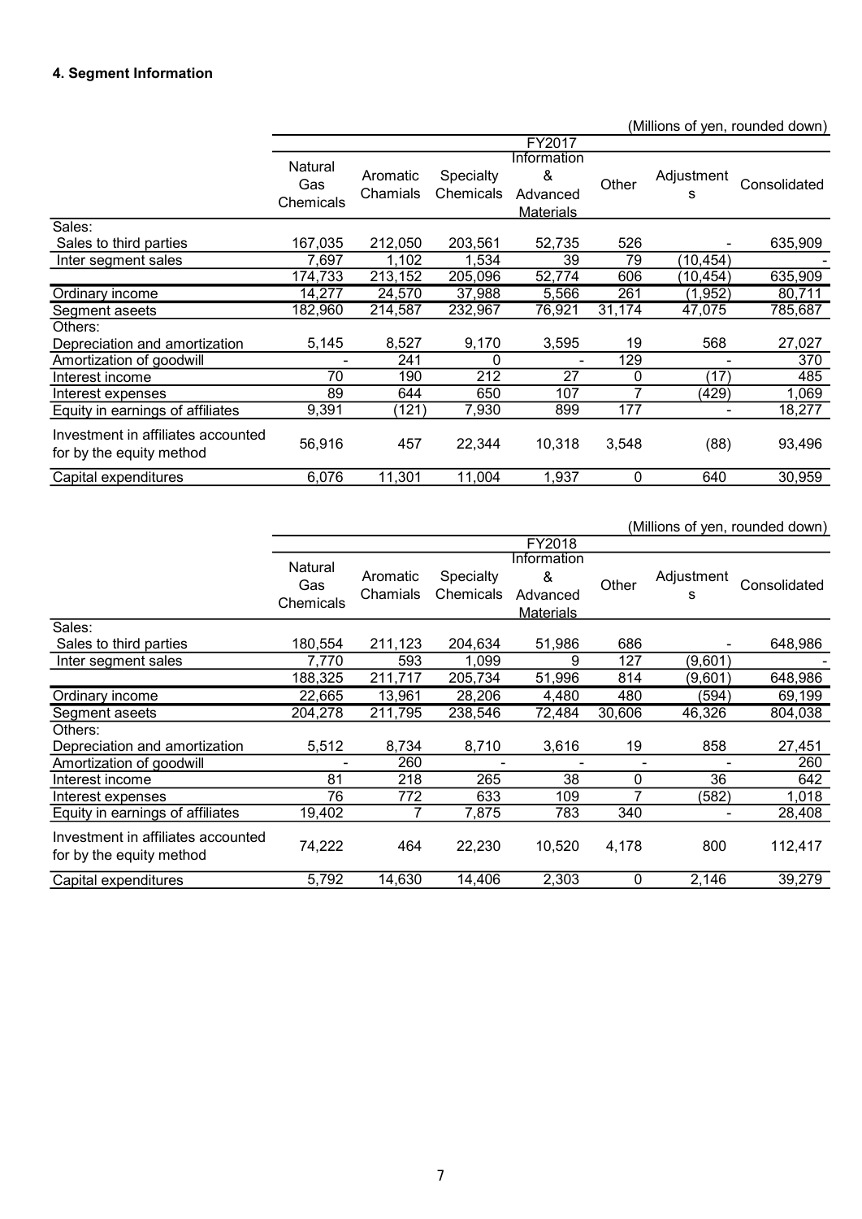#### 4. Segment Information

(Millions of yen, rounded down)

| | FY2017 | | | | | | |
|---|---|---|---|---|---|---|---|
| | Natural Gas Chemicals | Aromatic Chamials | Specialty Chemicals | Information & Advanced Materials | Other | Adjustments | Consolidated |
| Sales: | | | | | | | |
| Sales to third parties | 167,035 | 212,050 | 203,561 | 52,735 | 526 | - | 635,909 |
| Inter segment sales | 7,697 | 1,102 | 1,534 | 39 | 79 | (10,454) | - |
| | 174,733 | 213,152 | 205,096 | 52,774 | 606 | (10,454) | 635,909 |
| Ordinary income | 14,277 | 24,570 | 37,988 | 5,566 | 261 | (1,952) | 80,711 |
| Segment aseets | 182,960 | 214,587 | 232,967 | 76,921 | 31,174 | 47,075 | 785,687 |
| Others: | | | | | | | |
| Depreciation and amortization | 5,145 | 8,527 | 9,170 | 3,595 | 19 | 568 | 27,027 |
| Amortization of goodwill | - | 241 | 0 | - | 129 | - | 370 |
| Interest income | 70 | 190 | 212 | 27 | 0 | (17) | 485 |
| Interest expenses | 89 | 644 | 650 | 107 | 7 | (429) | 1,069 |
| Equity in earnings of affiliates | 9,391 | (121) | 7,930 | 899 | 177 | - | 18,277 |
| Investment in affiliates accounted for by the equity method | 56,916 | 457 | 22,344 | 10,318 | 3,548 | (88) | 93,496 |
| Capital expenditures | 6,076 | 11,301 | 11,004 | 1,937 | 0 | 640 | 30,959 |

(Millions of yen, rounded down)

| | FY2018 | | | | | | |
|---|---|---|---|---|---|---|---|
| | Natural Gas Chemicals | Aromatic Chamials | Specialty Chemicals | Information & Advanced Materials | Other | Adjustments | Consolidated |
| Sales: | | | | | | | |
| Sales to third parties | 180,554 | 211,123 | 204,634 | 51,986 | 686 | - | 648,986 |
| Inter segment sales | 7,770 | 593 | 1,099 | 9 | 127 | (9,601) | - |
| | 188,325 | 211,717 | 205,734 | 51,996 | 814 | (9,601) | 648,986 |
| Ordinary income | 22,665 | 13,961 | 28,206 | 4,480 | 480 | (594) | 69,199 |
| Segment aseets | 204,278 | 211,795 | 238,546 | 72,484 | 30,606 | 46,326 | 804,038 |
| Others: | | | | | | | |
| Depreciation and amortization | 5,512 | 8,734 | 8,710 | 3,616 | 19 | 858 | 27,451 |
| Amortization of goodwill | - | 260 | - | - | - | - | 260 |
| Interest income | 81 | 218 | 265 | 38 | 0 | 36 | 642 |
| Interest expenses | 76 | 772 | 633 | 109 | 7 | (582) | 1,018 |
| Equity in earnings of affiliates | 19,402 | 7 | 7,875 | 783 | 340 | - | 28,408 |
| Investment in affiliates accounted for by the equity method | 74,222 | 464 | 22,230 | 10,520 | 4,178 | 800 | 112,417 |
| Capital expenditures | 5,792 | 14,630 | 14,406 | 2,303 | 0 | 2,146 | 39,279 |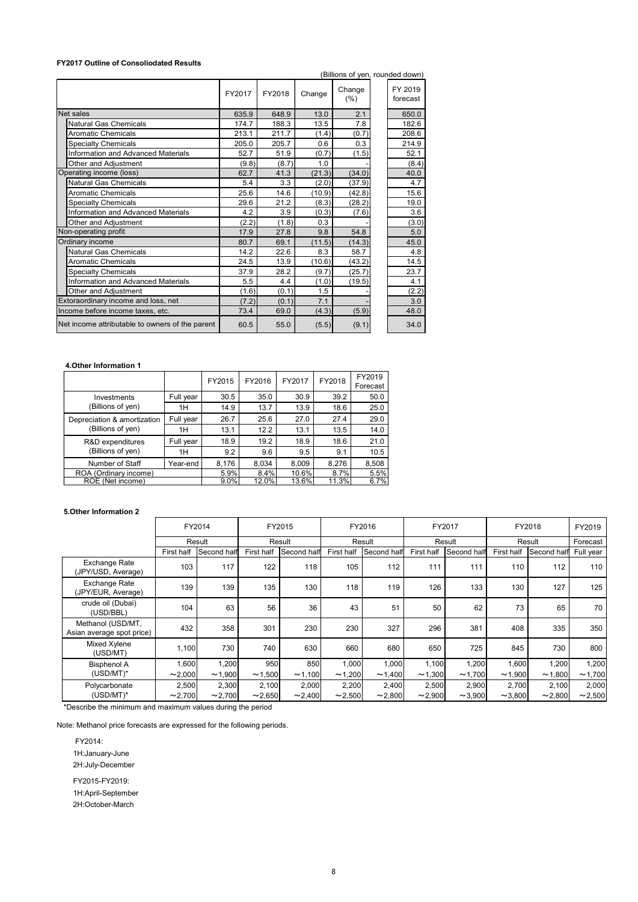**FY2017 Outline of Consoliodated Results**

(Billions of yen, rounded down)

| | FY2017 | FY2018 | Change | Change (%) | FY 2019 forecast |
|---|---|---|---|---|---|
| Net sales | 635.9 | 648.9 | 13.0 | 2.1 | 650.0 |
| Natural Gas Chemicals | 174.7 | 188.3 | 13.5 | 7.8 | 182.6 |
| Aromatic Chemicals | 213.1 | 211.7 | (1.4) | (0.7) | 208.6 |
| Specialty Chemicals | 205.0 | 205.7 | 0.6 | 0.3 | 214.9 |
| Information and Advanced Materials | 52.7 | 51.9 | (0.7) | (1.5) | 52.1 |
| Other and Adjustment | (9.8) | (8.7) | 1.0 | - | (8.4) |
| Operating income (loss) | 62.7 | 41.3 | (21.3) | (34.0) | 40.0 |
| Natural Gas Chemicals | 5.4 | 3.3 | (2.0) | (37.9) | 4.7 |
| Aromatic Chemicals | 25.6 | 14.6 | (10.9) | (42.8) | 15.6 |
| Specialty Chemicals | 29.6 | 21.2 | (8.3) | (28.2) | 19.0 |
| Information and Advanced Materials | 4.2 | 3.9 | (0.3) | (7.6) | 3.6 |
| Other and Adjustment | (2.2) | (1.8) | 0.3 | - | (3.0) |
| Non-operating profit | 17.9 | 27.8 | 9.8 | 54.8 | 5.0 |
| Ordinary income | 80.7 | 69.1 | (11.5) | (14.3) | 45.0 |
| Natural Gas Chemicals | 14.2 | 22.6 | 8.3 | 58.7 | 4.8 |
| Aromatic Chemicals | 24.5 | 13.9 | (10.6) | (43.2) | 14.5 |
| Specialty Chemicals | 37.9 | 28.2 | (9.7) | (25.7) | 23.7 |
| Information and Advanced Materials | 5.5 | 4.4 | (1.0) | (19.5) | 4.1 |
| Other and Adjustment | (1.6) | (0.1) | 1.5 | - | (2.2) |
| Extoraordinary income and loss, net | (7.2) | (0.1) | 7.1 | - | 3.0 |
| Income before income taxes, etc. | 73.4 | 69.0 | (4.3) | (5.9) | 48.0 |
| Net income attributable to owners of the parent | 60.5 | 55.0 | (5.5) | (9.1) | 34.0 |

**4.Other Information 1**

| | | FY2015 | FY2016 | FY2017 | FY2018 | FY2019 Forecast |
|---|---|---|---|---|---|---|
| Investments (Billions of yen) | Full year | 30.5 | 35.0 | 30.9 | 39.2 | 50.0 |
| | 1H | 14.9 | 13.7 | 13.9 | 18.6 | 25.0 |
| Depreciation & amortization (Billions of yen) | Full year | 26.7 | 25.6 | 27.0 | 27.4 | 29.0 |
| | 1H | 13.1 | 12.2 | 13.1 | 13.5 | 14.0 |
| R&D expenditures (Billions of yen) | Full year | 18.9 | 19.2 | 18.9 | 18.6 | 21.0 |
| | 1H | 9.2 | 9.6 | 9.5 | 9.1 | 10.5 |
| Number of Staff | Year-end | 8,176 | 8,034 | 8,009 | 8,276 | 8,508 |
| ROA (Ordinary income) | | 5.9% | 8.4% | 10.6% | 8.7% | 5.5% |
| ROE (Net income) | | 9.0% | 12.0% | 13.6% | 11.3% | 6.7% |

**5.Other Information 2**

| | FY2014 | | FY2015 | | FY2016 | | FY2017 | | FY2018 | | FY2019 |
|---|---|---|---|---|---|---|---|---|---|---|---|
| | Result | | Result | | Result | | Result | | Result | | Forecast |
| | First half | Second half | First half | Second half | First half | Second half | First half | Second half | First half | Second half | Full year |
| Exchange Rate (JPY/USD, Average) | 103 | 117 | 122 | 118 | 105 | 112 | 111 | 111 | 110 | 112 | 110 |
| Exchange Rate (JPY/EUR, Average) | 139 | 139 | 135 | 130 | 118 | 119 | 126 | 133 | 130 | 127 | 125 |
| crude oil (Dubai) (USD/BBL) | 104 | 63 | 56 | 36 | 43 | 51 | 50 | 62 | 73 | 65 | 70 |
| Methanol (USD/MT, Asian average spot price) | 432 | 358 | 301 | 230 | 230 | 327 | 296 | 381 | 408 | 335 | 350 |
| Mixed Xylene (USD/MT) | 1,100 | 730 | 740 | 630 | 660 | 680 | 650 | 725 | 845 | 730 | 800 |
| Bisphenol A (USD/MT)* | 1,600 ～2,000 | 1,200 ～1,900 | 950 ～1,500 | 850 ～1,100 | 1,000 ～1,200 | 1,000 ～1,400 | 1,100 ～1,300 | 1,200 ～1,700 | 1,600 ～1,900 | 1,200 ～1,800 | 1,200 ～1,700 |
| Polycarbonate (USD/MT)* | 2,500 ～2,700 | 2,300 ～2,700 | 2,100 ～2,650 | 2,000 ～2,400 | 2,200 ～2,500 | 2,400 ～2,800 | 2,500 ～2,900 | 2,900 ～3,900 | 2,700 ～3,800 | 2,100 ～2,800 | 2,000 ～2,500 |

*Describe the minimum and maximum values during the period

Note: Methanol price forecasts are expressed for the following periods.

FY2014:
1H:January-June
2H:July-December

FY2015-FY2019:
1H:April-September
2H:October-March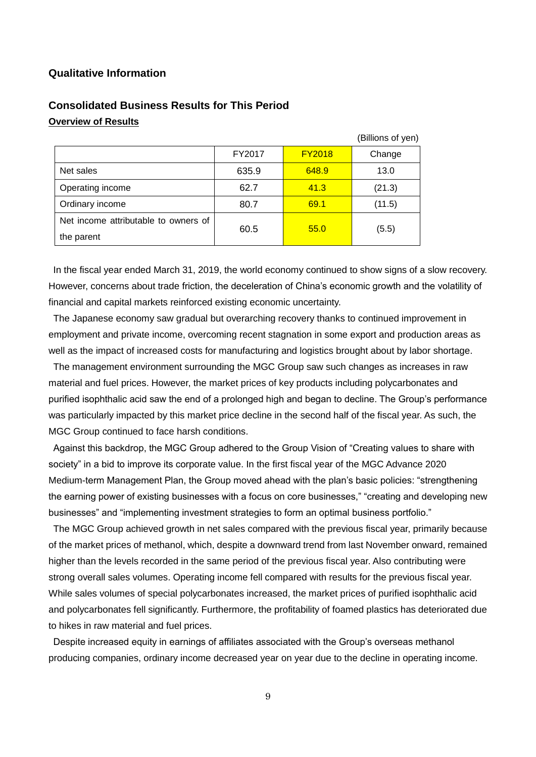## Qualitative Information

## Consolidated Business Results for This Period

### Overview of Results

(Billions of yen)

| | FY2017 | FY2018 | Change |
|---|---|---|---|
| Net sales | 635.9 | 648.9 | 13.0 |
| Operating income | 62.7 | 41.3 | (21.3) |
| Ordinary income | 80.7 | 69.1 | (11.5) |
| Net income attributable to owners of the parent | 60.5 | 55.0 | (5.5) |

In the fiscal year ended March 31, 2019, the world economy continued to show signs of a slow recovery. However, concerns about trade friction, the deceleration of China's economic growth and the volatility of financial and capital markets reinforced existing economic uncertainty.

The Japanese economy saw gradual but overarching recovery thanks to continued improvement in employment and private income, overcoming recent stagnation in some export and production areas as well as the impact of increased costs for manufacturing and logistics brought about by labor shortage.

The management environment surrounding the MGC Group saw such changes as increases in raw material and fuel prices. However, the market prices of key products including polycarbonates and purified isophthalic acid saw the end of a prolonged high and began to decline. The Group's performance was particularly impacted by this market price decline in the second half of the fiscal year. As such, the MGC Group continued to face harsh conditions.

Against this backdrop, the MGC Group adhered to the Group Vision of "Creating values to share with society" in a bid to improve its corporate value. In the first fiscal year of the MGC Advance 2020 Medium-term Management Plan, the Group moved ahead with the plan's basic policies: "strengthening the earning power of existing businesses with a focus on core businesses," "creating and developing new businesses" and "implementing investment strategies to form an optimal business portfolio."

The MGC Group achieved growth in net sales compared with the previous fiscal year, primarily because of the market prices of methanol, which, despite a downward trend from last November onward, remained higher than the levels recorded in the same period of the previous fiscal year. Also contributing were strong overall sales volumes. Operating income fell compared with results for the previous fiscal year. While sales volumes of special polycarbonates increased, the market prices of purified isophthalic acid and polycarbonates fell significantly. Furthermore, the profitability of foamed plastics has deteriorated due to hikes in raw material and fuel prices.

Despite increased equity in earnings of affiliates associated with the Group's overseas methanol producing companies, ordinary income decreased year on year due to the decline in operating income.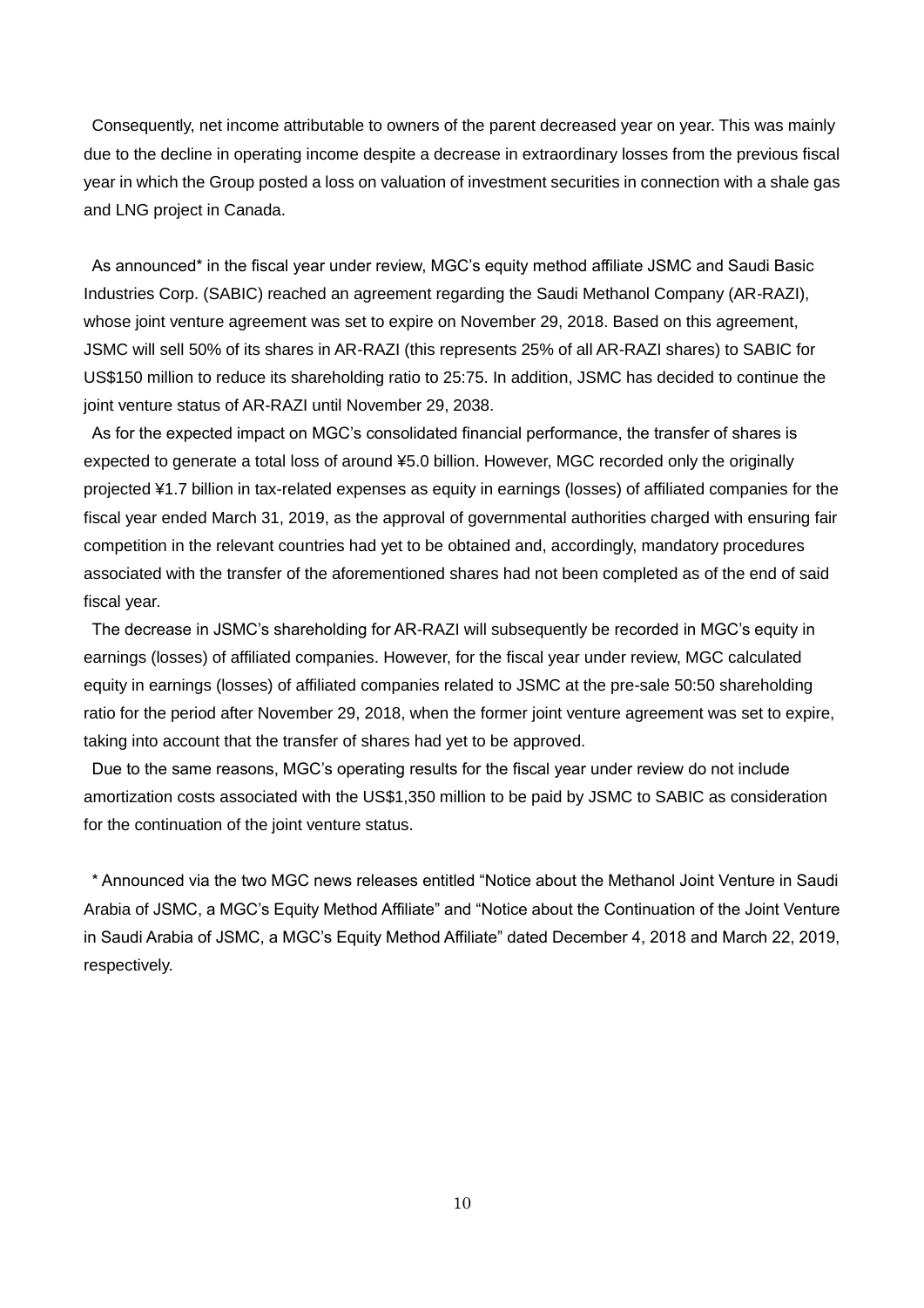Consequently, net income attributable to owners of the parent decreased year on year. This was mainly due to the decline in operating income despite a decrease in extraordinary losses from the previous fiscal year in which the Group posted a loss on valuation of investment securities in connection with a shale gas and LNG project in Canada.

As announced* in the fiscal year under review, MGC's equity method affiliate JSMC and Saudi Basic Industries Corp. (SABIC) reached an agreement regarding the Saudi Methanol Company (AR-RAZI), whose joint venture agreement was set to expire on November 29, 2018. Based on this agreement, JSMC will sell 50% of its shares in AR-RAZI (this represents 25% of all AR-RAZI shares) to SABIC for US$150 million to reduce its shareholding ratio to 25:75. In addition, JSMC has decided to continue the joint venture status of AR-RAZI until November 29, 2038.

As for the expected impact on MGC's consolidated financial performance, the transfer of shares is expected to generate a total loss of around ¥5.0 billion. However, MGC recorded only the originally projected ¥1.7 billion in tax-related expenses as equity in earnings (losses) of affiliated companies for the fiscal year ended March 31, 2019, as the approval of governmental authorities charged with ensuring fair competition in the relevant countries had yet to be obtained and, accordingly, mandatory procedures associated with the transfer of the aforementioned shares had not been completed as of the end of said fiscal year.

The decrease in JSMC's shareholding for AR-RAZI will subsequently be recorded in MGC's equity in earnings (losses) of affiliated companies. However, for the fiscal year under review, MGC calculated equity in earnings (losses) of affiliated companies related to JSMC at the pre-sale 50:50 shareholding ratio for the period after November 29, 2018, when the former joint venture agreement was set to expire, taking into account that the transfer of shares had yet to be approved.

Due to the same reasons, MGC's operating results for the fiscal year under review do not include amortization costs associated with the US$1,350 million to be paid by JSMC to SABIC as consideration for the continuation of the joint venture status.

\* Announced via the two MGC news releases entitled "Notice about the Methanol Joint Venture in Saudi Arabia of JSMC, a MGC's Equity Method Affiliate" and "Notice about the Continuation of the Joint Venture in Saudi Arabia of JSMC, a MGC's Equity Method Affiliate" dated December 4, 2018 and March 22, 2019, respectively.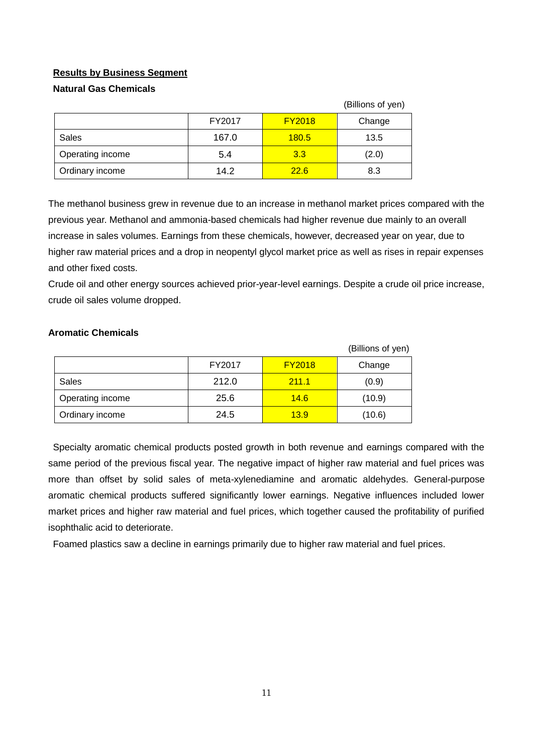## Results by Business Segment

### Natural Gas Chemicals

(Billions of yen)

| | FY2017 | FY2018 | Change |
|---|---|---|---|
| Sales | 167.0 | 180.5 | 13.5 |
| Operating income | 5.4 | 3.3 | (2.0) |
| Ordinary income | 14.2 | 22.6 | 8.3 |

The methanol business grew in revenue due to an increase in methanol market prices compared with the previous year. Methanol and ammonia-based chemicals had higher revenue due mainly to an overall increase in sales volumes. Earnings from these chemicals, however, decreased year on year, due to higher raw material prices and a drop in neopentyl glycol market price as well as rises in repair expenses and other fixed costs.

Crude oil and other energy sources achieved prior-year-level earnings. Despite a crude oil price increase, crude oil sales volume dropped.

### Aromatic Chemicals

(Billions of yen)

| | FY2017 | FY2018 | Change |
|---|---|---|---|
| Sales | 212.0 | 211.1 | (0.9) |
| Operating income | 25.6 | 14.6 | (10.9) |
| Ordinary income | 24.5 | 13.9 | (10.6) |

Specialty aromatic chemical products posted growth in both revenue and earnings compared with the same period of the previous fiscal year. The negative impact of higher raw material and fuel prices was more than offset by solid sales of meta-xylenediamine and aromatic aldehydes. General-purpose aromatic chemical products suffered significantly lower earnings. Negative influences included lower market prices and higher raw material and fuel prices, which together caused the profitability of purified isophthalic acid to deteriorate.

Foamed plastics saw a decline in earnings primarily due to higher raw material and fuel prices.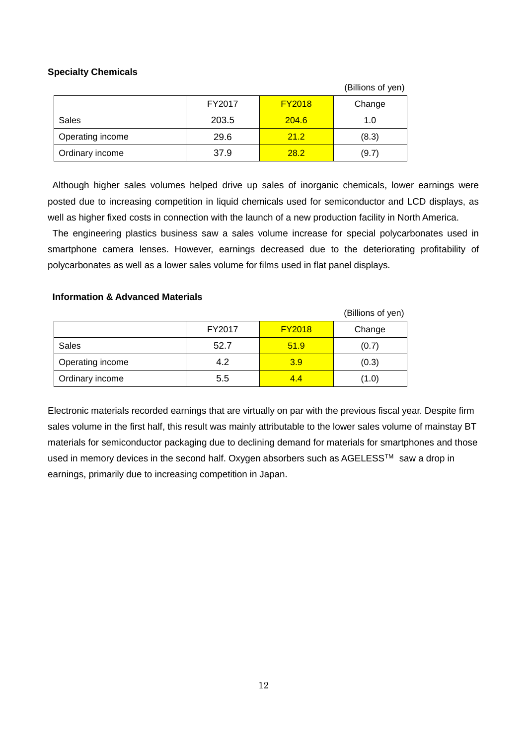**Specialty Chemicals**

(Billions of yen)

| | FY2017 | FY2018 | Change |
|---|---|---|---|
| Sales | 203.5 | 204.6 | 1.0 |
| Operating income | 29.6 | 21.2 | (8.3) |
| Ordinary income | 37.9 | 28.2 | (9.7) |

Although higher sales volumes helped drive up sales of inorganic chemicals, lower earnings were posted due to increasing competition in liquid chemicals used for semiconductor and LCD displays, as well as higher fixed costs in connection with the launch of a new production facility in North America.

The engineering plastics business saw a sales volume increase for special polycarbonates used in smartphone camera lenses. However, earnings decreased due to the deteriorating profitability of polycarbonates as well as a lower sales volume for films used in flat panel displays.

**Information & Advanced Materials**

(Billions of yen)

| | FY2017 | FY2018 | Change |
|---|---|---|---|
| Sales | 52.7 | 51.9 | (0.7) |
| Operating income | 4.2 | 3.9 | (0.3) |
| Ordinary income | 5.5 | 4.4 | (1.0) |

Electronic materials recorded earnings that are virtually on par with the previous fiscal year. Despite firm sales volume in the first half, this result was mainly attributable to the lower sales volume of mainstay BT materials for semiconductor packaging due to declining demand for materials for smartphones and those used in memory devices in the second half. Oxygen absorbers such as AGELESS™ saw a drop in earnings, primarily due to increasing competition in Japan.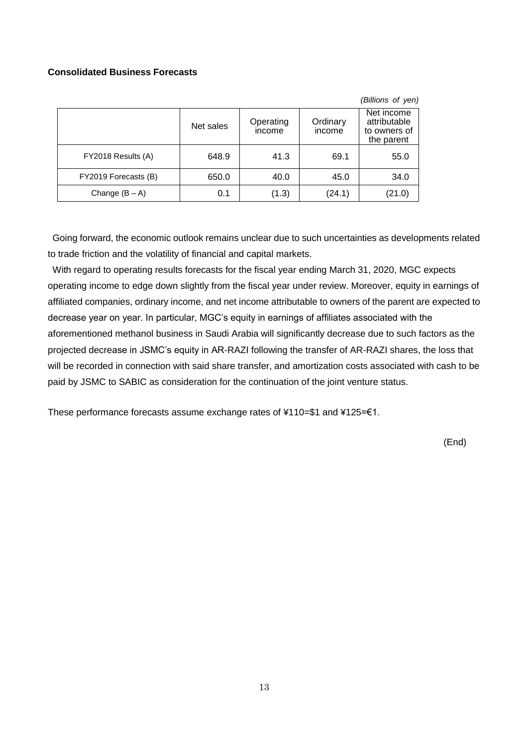**Consolidated Business Forecasts**

*(Billions of yen)*

| | Net sales | Operating income | Ordinary income | Net income attributable to owners of the parent |
|---|---|---|---|---|
| FY2018 Results (A) | 648.9 | 41.3 | 69.1 | 55.0 |
| FY2019 Forecasts (B) | 650.0 | 40.0 | 45.0 | 34.0 |
| Change (B – A) | 0.1 | (1.3) | (24.1) | (21.0) |

Going forward, the economic outlook remains unclear due to such uncertainties as developments related to trade friction and the volatility of financial and capital markets.

With regard to operating results forecasts for the fiscal year ending March 31, 2020, MGC expects operating income to edge down slightly from the fiscal year under review. Moreover, equity in earnings of affiliated companies, ordinary income, and net income attributable to owners of the parent are expected to decrease year on year. In particular, MGC's equity in earnings of affiliates associated with the aforementioned methanol business in Saudi Arabia will significantly decrease due to such factors as the projected decrease in JSMC's equity in AR-RAZI following the transfer of AR-RAZI shares, the loss that will be recorded in connection with said share transfer, and amortization costs associated with cash to be paid by JSMC to SABIC as consideration for the continuation of the joint venture status.

These performance forecasts assume exchange rates of ¥110=$1 and ¥125=€1.

(End)